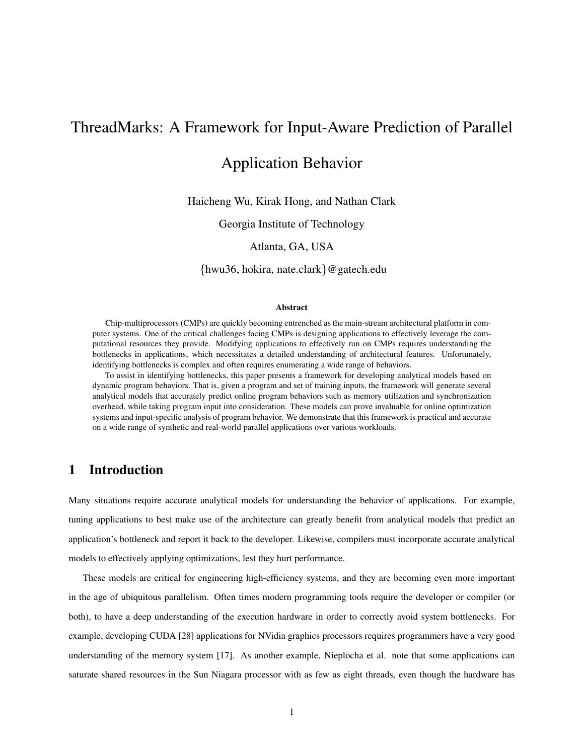# ThreadMarks: A Framework for Input-Aware Prediction of Parallel Application Behavior

Haicheng Wu, Kirak Hong, and Nathan Clark

Georgia Institute of Technology

Atlanta, GA, USA

{hwu36, hokira, nate.clark}@gatech.edu

### Abstract

Chip-multiprocessors (CMPs) are quickly becoming entrenched as the main-stream architectural platform in computer systems. One of the critical challenges facing CMPs is designing applications to effectively leverage the computational resources they provide. Modifying applications to effectively run on CMPs requires understanding the bottlenecks in applications, which necessitates a detailed understanding of architectural features. Unfortunately, identifying bottlenecks is complex and often requires enumerating a wide range of behaviors.

To assist in identifying bottlenecks, this paper presents a framework for developing analytical models based on dynamic program behaviors. That is, given a program and set of training inputs, the framework will generate several analytical models that accurately predict online program behaviors such as memory utilization and synchronization overhead, while taking program input into consideration. These models can prove invaluable for online optimization systems and input-specific analysis of program behavior. We demonstrate that this framework is practical and accurate on a wide range of synthetic and real-world parallel applications over various workloads.

## 1 Introduction

Many situations require accurate analytical models for understanding the behavior of applications. For example, tuning applications to best make use of the architecture can greatly benefit from analytical models that predict an application's bottleneck and report it back to the developer. Likewise, compilers must incorporate accurate analytical models to effectively applying optimizations, lest they hurt performance.

These models are critical for engineering high-efficiency systems, and they are becoming even more important in the age of ubiquitous parallelism. Often times modern programming tools require the developer or compiler (or both), to have a deep understanding of the execution hardware in order to correctly avoid system bottlenecks. For example, developing CUDA [28] applications for NVidia graphics processors requires programmers have a very good understanding of the memory system [17]. As another example, Nieplocha et al. note that some applications can saturate shared resources in the Sun Niagara processor with as few as eight threads, even though the hardware has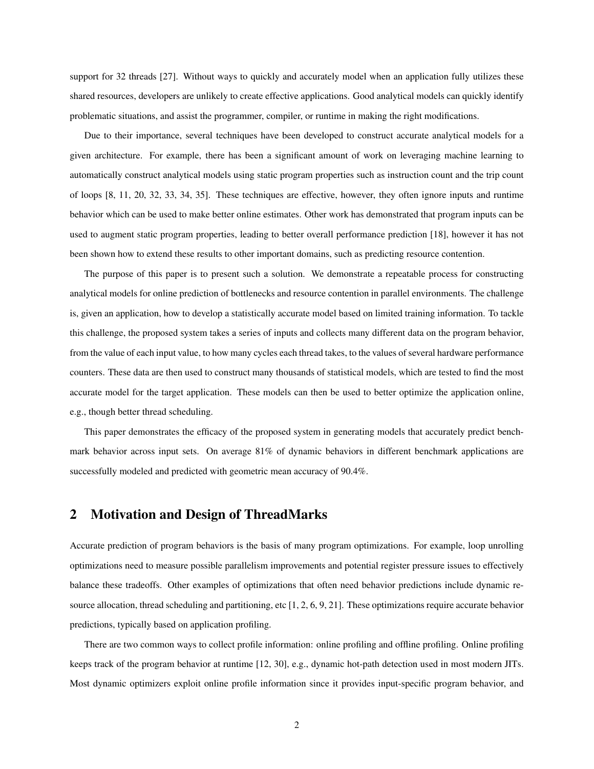support for 32 threads [27]. Without ways to quickly and accurately model when an application fully utilizes these shared resources, developers are unlikely to create effective applications. Good analytical models can quickly identify problematic situations, and assist the programmer, compiler, or runtime in making the right modifications.

Due to their importance, several techniques have been developed to construct accurate analytical models for a given architecture. For example, there has been a significant amount of work on leveraging machine learning to automatically construct analytical models using static program properties such as instruction count and the trip count of loops [8, 11, 20, 32, 33, 34, 35]. These techniques are effective, however, they often ignore inputs and runtime behavior which can be used to make better online estimates. Other work has demonstrated that program inputs can be used to augment static program properties, leading to better overall performance prediction [18], however it has not been shown how to extend these results to other important domains, such as predicting resource contention.

The purpose of this paper is to present such a solution. We demonstrate a repeatable process for constructing analytical models for online prediction of bottlenecks and resource contention in parallel environments. The challenge is, given an application, how to develop a statistically accurate model based on limited training information. To tackle this challenge, the proposed system takes a series of inputs and collects many different data on the program behavior, from the value of each input value, to how many cycles each thread takes, to the values of several hardware performance counters. These data are then used to construct many thousands of statistical models, which are tested to find the most accurate model for the target application. These models can then be used to better optimize the application online, e.g., though better thread scheduling.

This paper demonstrates the efficacy of the proposed system in generating models that accurately predict benchmark behavior across input sets. On average 81% of dynamic behaviors in different benchmark applications are successfully modeled and predicted with geometric mean accuracy of 90.4%.

## 2 Motivation and Design of ThreadMarks

Accurate prediction of program behaviors is the basis of many program optimizations. For example, loop unrolling optimizations need to measure possible parallelism improvements and potential register pressure issues to effectively balance these tradeoffs. Other examples of optimizations that often need behavior predictions include dynamic resource allocation, thread scheduling and partitioning, etc [1, 2, 6, 9, 21]. These optimizations require accurate behavior predictions, typically based on application profiling.

There are two common ways to collect profile information: online profiling and offline profiling. Online profiling keeps track of the program behavior at runtime [12, 30], e.g., dynamic hot-path detection used in most modern JITs. Most dynamic optimizers exploit online profile information since it provides input-specific program behavior, and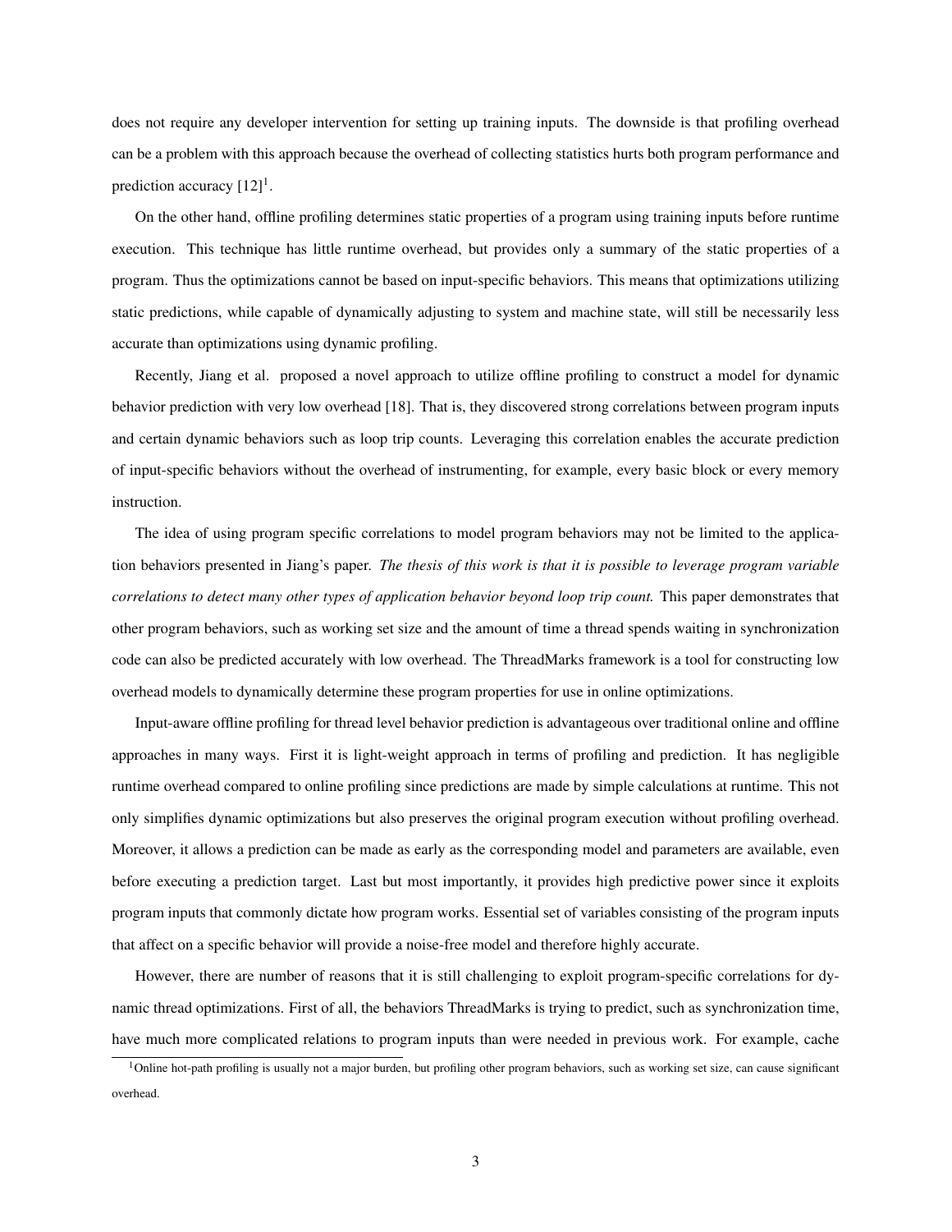does not require any developer intervention for setting up training inputs. The downside is that profiling overhead can be a problem with this approach because the overhead of collecting statistics hurts both program performance and prediction accuracy [12][1].

On the other hand, offline profiling determines static properties of a program using training inputs before runtime execution. This technique has little runtime overhead, but provides only a summary of the static properties of a program. Thus the optimizations cannot be based on input-specific behaviors. This means that optimizations utilizing static predictions, while capable of dynamically adjusting to system and machine state, will still be necessarily less accurate than optimizations using dynamic profiling.

Recently, Jiang et al. proposed a novel approach to utilize offline profiling to construct a model for dynamic behavior prediction with very low overhead [18]. That is, they discovered strong correlations between program inputs and certain dynamic behaviors such as loop trip counts. Leveraging this correlation enables the accurate prediction of input-specific behaviors without the overhead of instrumenting, for example, every basic block or every memory instruction.

The idea of using program specific correlations to model program behaviors may not be limited to the application behaviors presented in Jiang's paper. *The thesis of this work is that it is possible to leverage program variable correlations to detect many other types of application behavior beyond loop trip count.* This paper demonstrates that other program behaviors, such as working set size and the amount of time a thread spends waiting in synchronization code can also be predicted accurately with low overhead. The ThreadMarks framework is a tool for constructing low overhead models to dynamically determine these program properties for use in online optimizations.

Input-aware offline profiling for thread level behavior prediction is advantageous over traditional online and offline approaches in many ways. First it is light-weight approach in terms of profiling and prediction. It has negligible runtime overhead compared to online profiling since predictions are made by simple calculations at runtime. This not only simplifies dynamic optimizations but also preserves the original program execution without profiling overhead. Moreover, it allows a prediction can be made as early as the corresponding model and parameters are available, even before executing a prediction target. Last but most importantly, it provides high predictive power since it exploits program inputs that commonly dictate how program works. Essential set of variables consisting of the program inputs that affect on a specific behavior will provide a noise-free model and therefore highly accurate.

However, there are number of reasons that it is still challenging to exploit program-specific correlations for dynamic thread optimizations. First of all, the behaviors ThreadMarks is trying to predict, such as synchronization time, have much more complicated relations to program inputs than were needed in previous work. For example, cache

[1] Online hot-path profiling is usually not a major burden, but profiling other program behaviors, such as working set size, can cause significant overhead.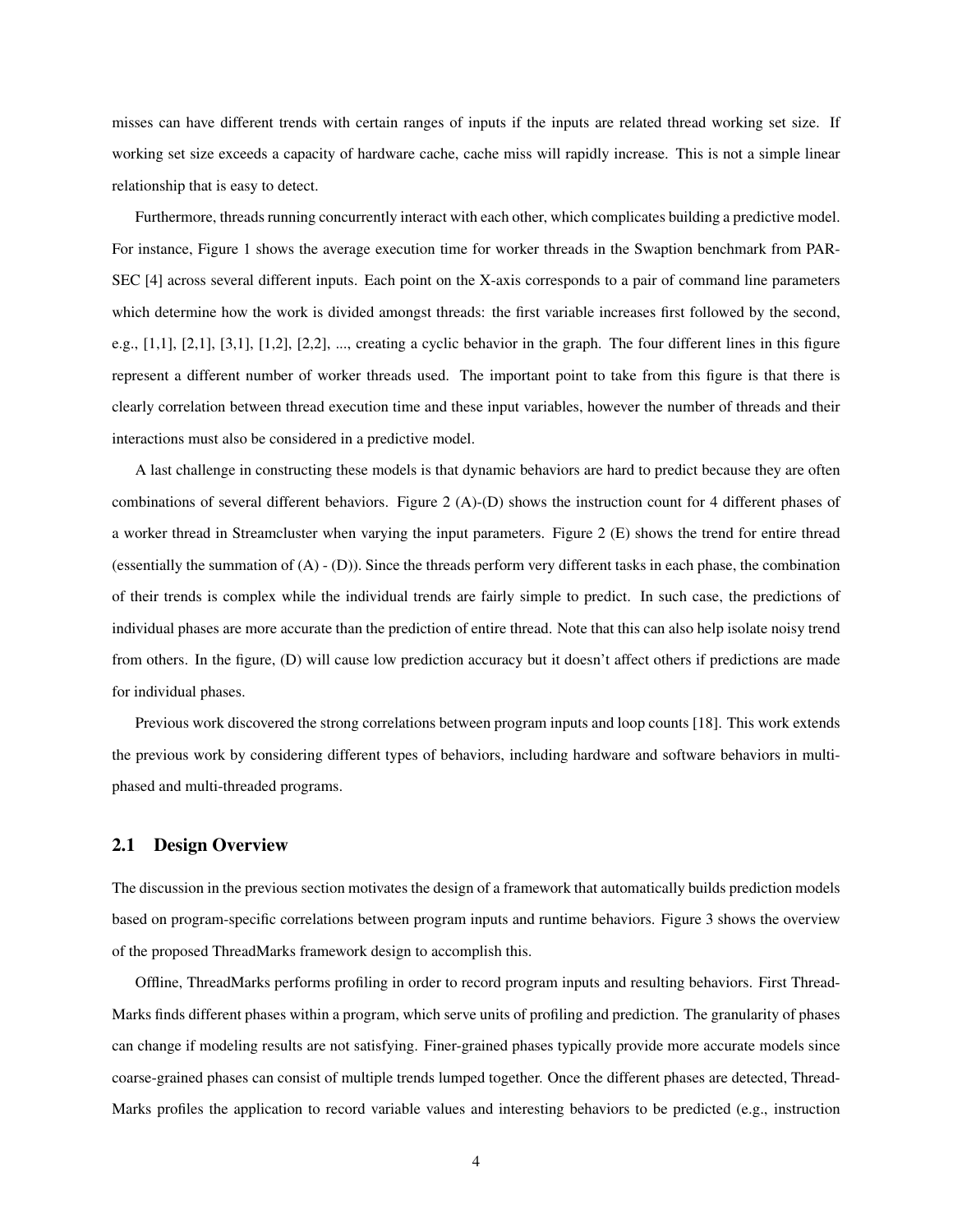misses can have different trends with certain ranges of inputs if the inputs are related thread working set size. If working set size exceeds a capacity of hardware cache, cache miss will rapidly increase. This is not a simple linear relationship that is easy to detect.

Furthermore, threads running concurrently interact with each other, which complicates building a predictive model. For instance, Figure 1 shows the average execution time for worker threads in the Swaption benchmark from PARSEC [4] across several different inputs. Each point on the X-axis corresponds to a pair of command line parameters which determine how the work is divided amongst threads: the first variable increases first followed by the second, e.g., [1,1], [2,1], [3,1], [1,2], [2,2], ..., creating a cyclic behavior in the graph. The four different lines in this figure represent a different number of worker threads used. The important point to take from this figure is that there is clearly correlation between thread execution time and these input variables, however the number of threads and their interactions must also be considered in a predictive model.

A last challenge in constructing these models is that dynamic behaviors are hard to predict because they are often combinations of several different behaviors. Figure 2 (A)-(D) shows the instruction count for 4 different phases of a worker thread in Streamcluster when varying the input parameters. Figure 2 (E) shows the trend for entire thread (essentially the summation of (A) - (D)). Since the threads perform very different tasks in each phase, the combination of their trends is complex while the individual trends are fairly simple to predict. In such case, the predictions of individual phases are more accurate than the prediction of entire thread. Note that this can also help isolate noisy trend from others. In the figure, (D) will cause low prediction accuracy but it doesn't affect others if predictions are made for individual phases.

Previous work discovered the strong correlations between program inputs and loop counts [18]. This work extends the previous work by considering different types of behaviors, including hardware and software behaviors in multi-phased and multi-threaded programs.

## 2.1 Design Overview

The discussion in the previous section motivates the design of a framework that automatically builds prediction models based on program-specific correlations between program inputs and runtime behaviors. Figure 3 shows the overview of the proposed ThreadMarks framework design to accomplish this.

Offline, ThreadMarks performs profiling in order to record program inputs and resulting behaviors. First ThreadMarks finds different phases within a program, which serve units of profiling and prediction. The granularity of phases can change if modeling results are not satisfying. Finer-grained phases typically provide more accurate models since coarse-grained phases can consist of multiple trends lumped together. Once the different phases are detected, ThreadMarks profiles the application to record variable values and interesting behaviors to be predicted (e.g., instruction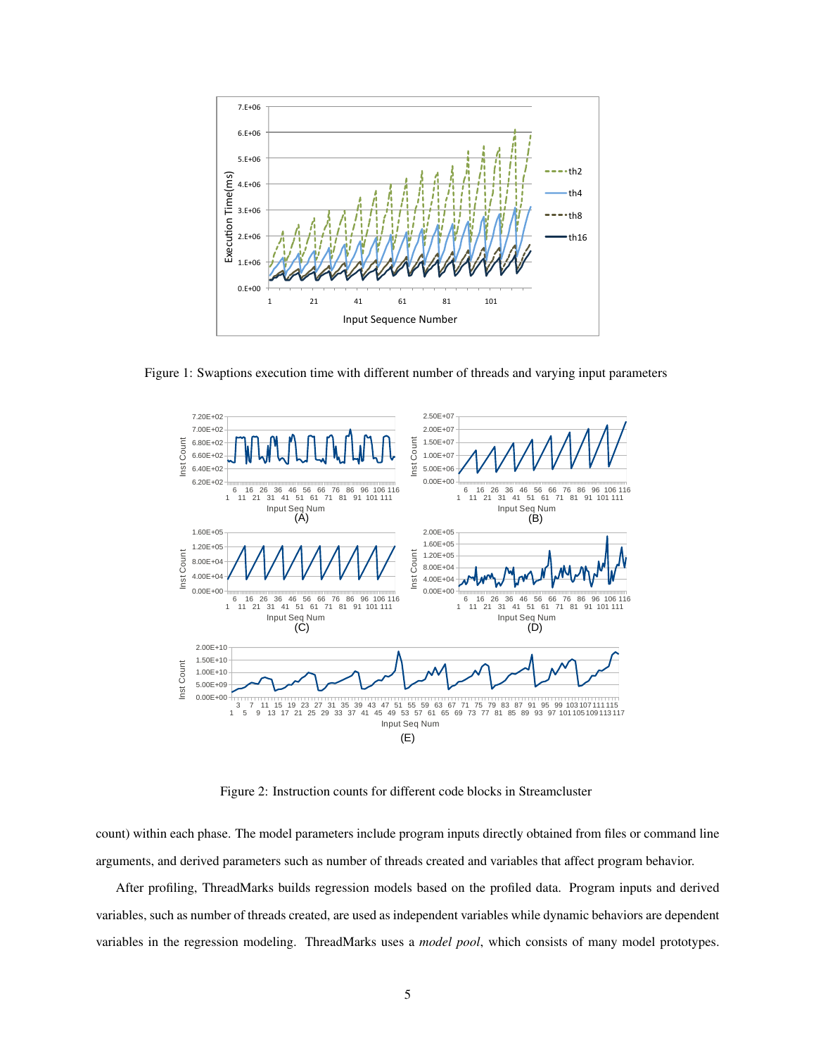7.E+06
6.E+06
5.E+06
4.E+06
3.E+06
2.E+06
1.E+06
0.E+00

Execution Time(ms)

1 21 41 61 81 101

Input Sequence Number

th2
th4
th8
th16

Figure 1: Swaptions execution time with different number of threads and varying input parameters

Inst Count

Input Seq Num

(A)

(B)

(C)

(D)

(E)

Figure 2: Instruction counts for different code blocks in Streamcluster

count) within each phase. The model parameters include program inputs directly obtained from files or command line arguments, and derived parameters such as number of threads created and variables that affect program behavior.

After profiling, ThreadMarks builds regression models based on the profiled data. Program inputs and derived variables, such as number of threads created, are used as independent variables while dynamic behaviors are dependent variables in the regression modeling. ThreadMarks uses a *model pool*, which consists of many model prototypes.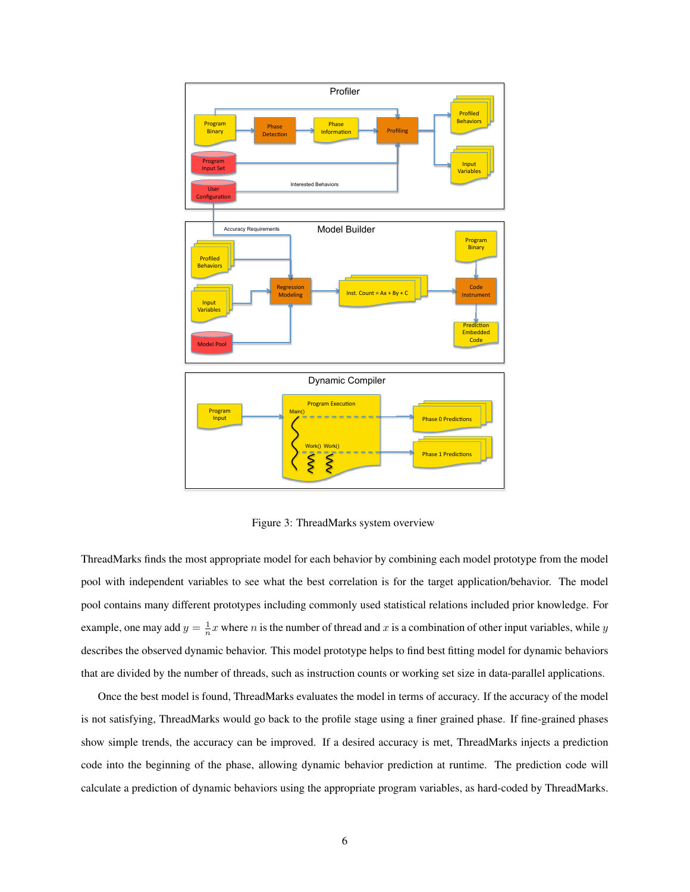Profiler

Program Binary

Phase Detection

Phase Information

Profiling

Profiled Behaviors

Input Variables

Program Input Set

User Configuration

Interested Behaviors

Accuracy Requirements

Model Builder

Profiled Behaviors

Input Variables

Model Pool

Regression Modeling

Inst. Count = Ax + By + C

Program Binary

Code Instrument

Prediction Embedded Code

Dynamic Compiler

Program Input

Program Execution

Main()

Work() Work()

Phase 0 Predictions

Phase 1 Predictions

Figure 3: ThreadMarks system overview

ThreadMarks finds the most appropriate model for each behavior by combining each model prototype from the model pool with independent variables to see what the best correlation is for the target application/behavior. The model pool contains many different prototypes including commonly used statistical relations included prior knowledge. For example, one may add $y = \frac{1}{n}x$ where $n$ is the number of thread and $x$ is a combination of other input variables, while $y$ describes the observed dynamic behavior. This model prototype helps to find best fitting model for dynamic behaviors that are divided by the number of threads, such as instruction counts or working set size in data-parallel applications.

Once the best model is found, ThreadMarks evaluates the model in terms of accuracy. If the accuracy of the model is not satisfying, ThreadMarks would go back to the profile stage using a finer grained phase. If fine-grained phases show simple trends, the accuracy can be improved. If a desired accuracy is met, ThreadMarks injects a prediction code into the beginning of the phase, allowing dynamic behavior prediction at runtime. The prediction code will calculate a prediction of dynamic behaviors using the appropriate program variables, as hard-coded by ThreadMarks.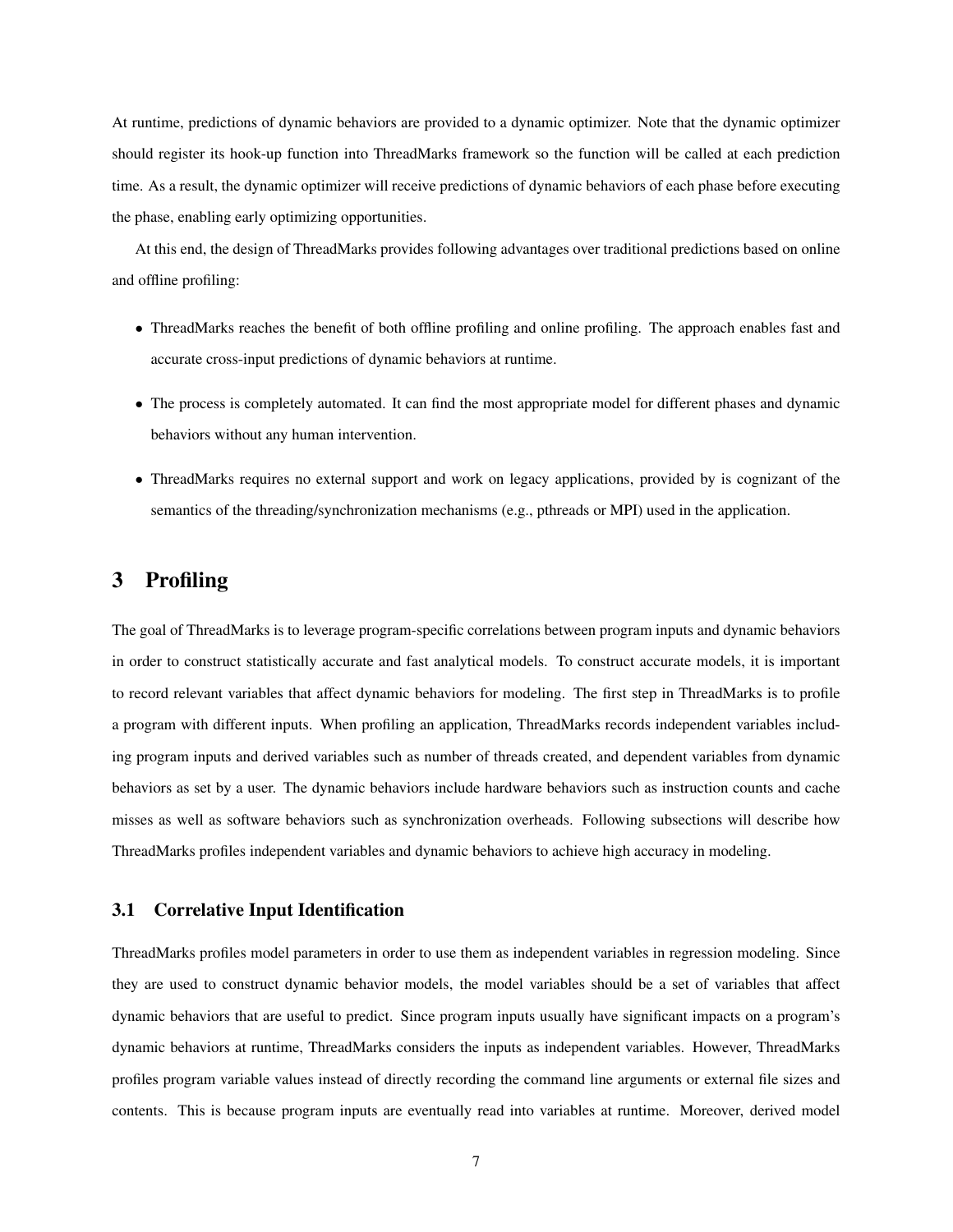At runtime, predictions of dynamic behaviors are provided to a dynamic optimizer. Note that the dynamic optimizer should register its hook-up function into ThreadMarks framework so the function will be called at each prediction time. As a result, the dynamic optimizer will receive predictions of dynamic behaviors of each phase before executing the phase, enabling early optimizing opportunities.

At this end, the design of ThreadMarks provides following advantages over traditional predictions based on online and offline profiling:

- ThreadMarks reaches the benefit of both offline profiling and online profiling. The approach enables fast and accurate cross-input predictions of dynamic behaviors at runtime.
- The process is completely automated. It can find the most appropriate model for different phases and dynamic behaviors without any human intervention.
- ThreadMarks requires no external support and work on legacy applications, provided by is cognizant of the semantics of the threading/synchronization mechanisms (e.g., pthreads or MPI) used in the application.

# 3 Profiling

The goal of ThreadMarks is to leverage program-specific correlations between program inputs and dynamic behaviors in order to construct statistically accurate and fast analytical models. To construct accurate models, it is important to record relevant variables that affect dynamic behaviors for modeling. The first step in ThreadMarks is to profile a program with different inputs. When profiling an application, ThreadMarks records independent variables including program inputs and derived variables such as number of threads created, and dependent variables from dynamic behaviors as set by a user. The dynamic behaviors include hardware behaviors such as instruction counts and cache misses as well as software behaviors such as synchronization overheads. Following subsections will describe how ThreadMarks profiles independent variables and dynamic behaviors to achieve high accuracy in modeling.

## 3.1 Correlative Input Identification

ThreadMarks profiles model parameters in order to use them as independent variables in regression modeling. Since they are used to construct dynamic behavior models, the model variables should be a set of variables that affect dynamic behaviors that are useful to predict. Since program inputs usually have significant impacts on a program's dynamic behaviors at runtime, ThreadMarks considers the inputs as independent variables. However, ThreadMarks profiles program variable values instead of directly recording the command line arguments or external file sizes and contents. This is because program inputs are eventually read into variables at runtime. Moreover, derived model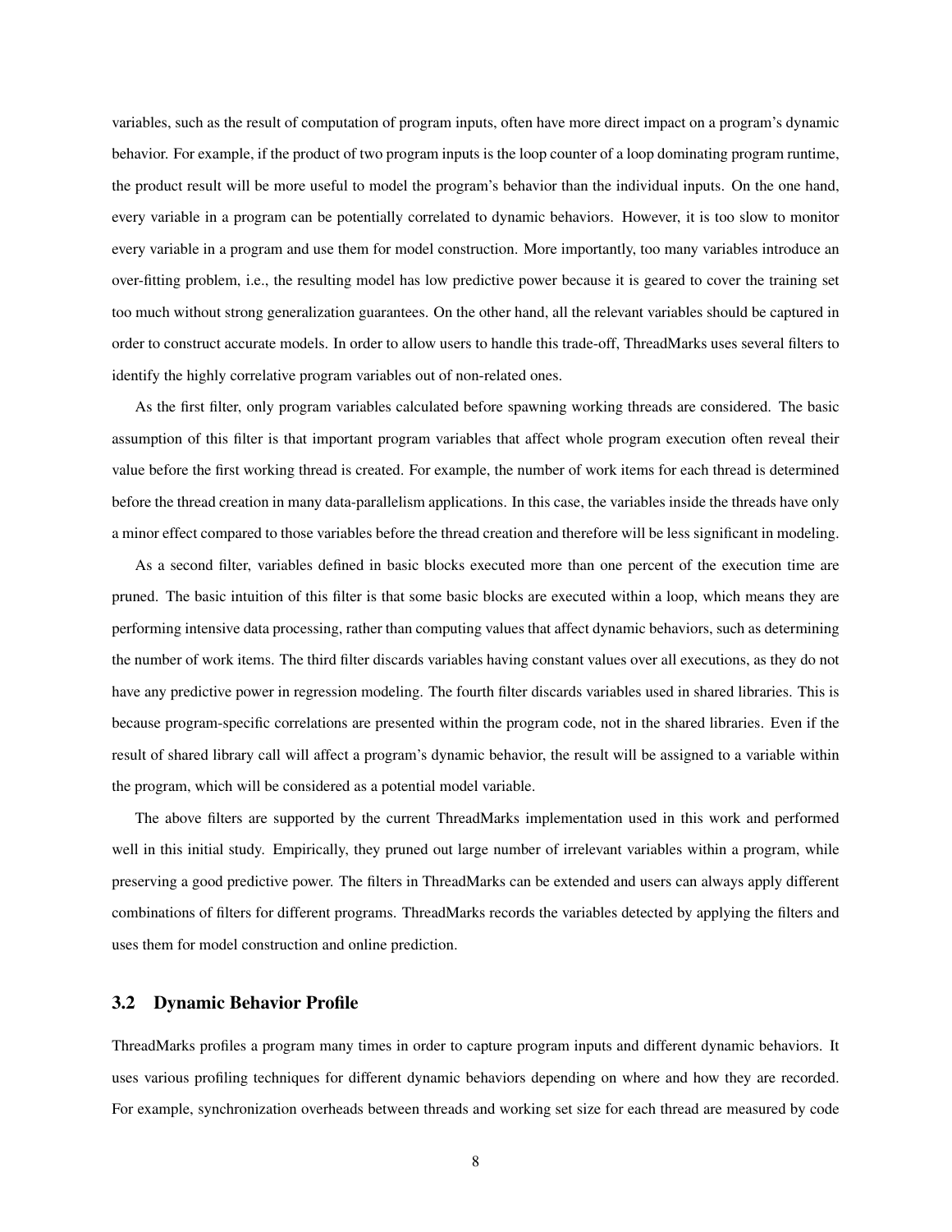variables, such as the result of computation of program inputs, often have more direct impact on a program's dynamic behavior. For example, if the product of two program inputs is the loop counter of a loop dominating program runtime, the product result will be more useful to model the program's behavior than the individual inputs. On the one hand, every variable in a program can be potentially correlated to dynamic behaviors. However, it is too slow to monitor every variable in a program and use them for model construction. More importantly, too many variables introduce an over-fitting problem, i.e., the resulting model has low predictive power because it is geared to cover the training set too much without strong generalization guarantees. On the other hand, all the relevant variables should be captured in order to construct accurate models. In order to allow users to handle this trade-off, ThreadMarks uses several filters to identify the highly correlative program variables out of non-related ones.

As the first filter, only program variables calculated before spawning working threads are considered. The basic assumption of this filter is that important program variables that affect whole program execution often reveal their value before the first working thread is created. For example, the number of work items for each thread is determined before the thread creation in many data-parallelism applications. In this case, the variables inside the threads have only a minor effect compared to those variables before the thread creation and therefore will be less significant in modeling.

As a second filter, variables defined in basic blocks executed more than one percent of the execution time are pruned. The basic intuition of this filter is that some basic blocks are executed within a loop, which means they are performing intensive data processing, rather than computing values that affect dynamic behaviors, such as determining the number of work items. The third filter discards variables having constant values over all executions, as they do not have any predictive power in regression modeling. The fourth filter discards variables used in shared libraries. This is because program-specific correlations are presented within the program code, not in the shared libraries. Even if the result of shared library call will affect a program's dynamic behavior, the result will be assigned to a variable within the program, which will be considered as a potential model variable.

The above filters are supported by the current ThreadMarks implementation used in this work and performed well in this initial study. Empirically, they pruned out large number of irrelevant variables within a program, while preserving a good predictive power. The filters in ThreadMarks can be extended and users can always apply different combinations of filters for different programs. ThreadMarks records the variables detected by applying the filters and uses them for model construction and online prediction.

### 3.2 Dynamic Behavior Profile

ThreadMarks profiles a program many times in order to capture program inputs and different dynamic behaviors. It uses various profiling techniques for different dynamic behaviors depending on where and how they are recorded. For example, synchronization overheads between threads and working set size for each thread are measured by code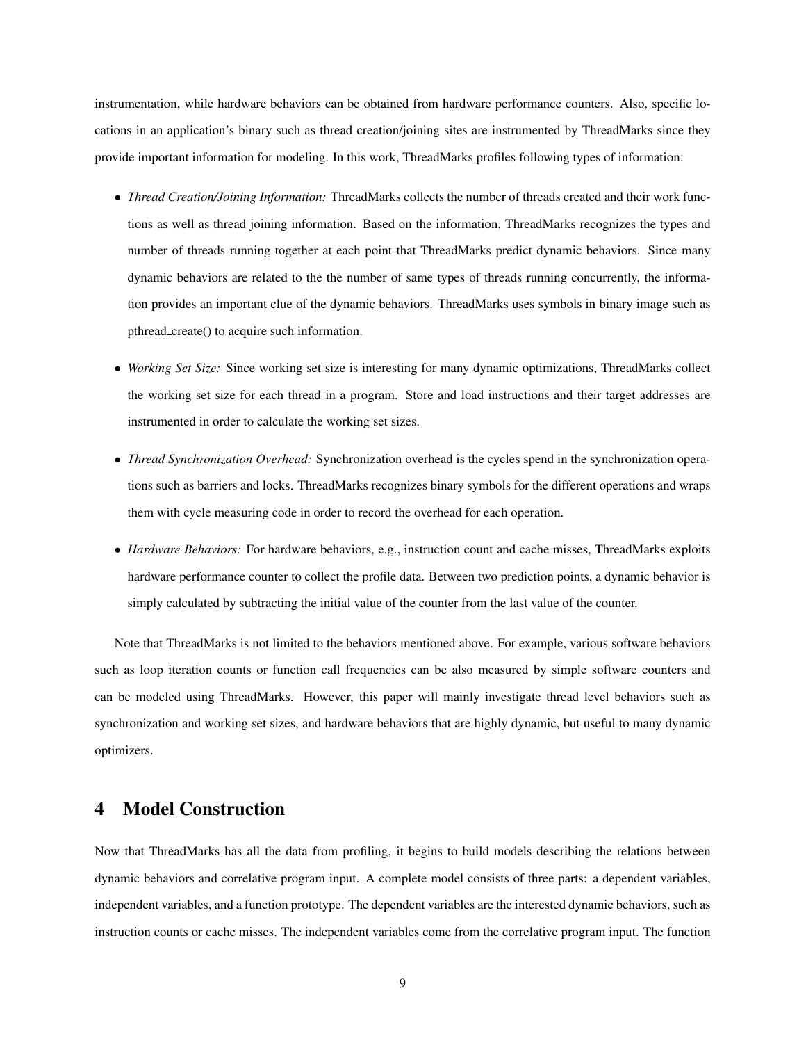instrumentation, while hardware behaviors can be obtained from hardware performance counters. Also, specific locations in an application's binary such as thread creation/joining sites are instrumented by ThreadMarks since they provide important information for modeling. In this work, ThreadMarks profiles following types of information:

- *Thread Creation/Joining Information:* ThreadMarks collects the number of threads created and their work functions as well as thread joining information. Based on the information, ThreadMarks recognizes the types and number of threads running together at each point that ThreadMarks predict dynamic behaviors. Since many dynamic behaviors are related to the the number of same types of threads running concurrently, the information provides an important clue of the dynamic behaviors. ThreadMarks uses symbols in binary image such as pthread_create() to acquire such information.

- *Working Set Size:* Since working set size is interesting for many dynamic optimizations, ThreadMarks collect the working set size for each thread in a program. Store and load instructions and their target addresses are instrumented in order to calculate the working set sizes.

- *Thread Synchronization Overhead:* Synchronization overhead is the cycles spend in the synchronization operations such as barriers and locks. ThreadMarks recognizes binary symbols for the different operations and wraps them with cycle measuring code in order to record the overhead for each operation.

- *Hardware Behaviors:* For hardware behaviors, e.g., instruction count and cache misses, ThreadMarks exploits hardware performance counter to collect the profile data. Between two prediction points, a dynamic behavior is simply calculated by subtracting the initial value of the counter from the last value of the counter.

Note that ThreadMarks is not limited to the behaviors mentioned above. For example, various software behaviors such as loop iteration counts or function call frequencies can be also measured by simple software counters and can be modeled using ThreadMarks. However, this paper will mainly investigate thread level behaviors such as synchronization and working set sizes, and hardware behaviors that are highly dynamic, but useful to many dynamic optimizers.

# 4 Model Construction

Now that ThreadMarks has all the data from profiling, it begins to build models describing the relations between dynamic behaviors and correlative program input. A complete model consists of three parts: a dependent variables, independent variables, and a function prototype. The dependent variables are the interested dynamic behaviors, such as instruction counts or cache misses. The independent variables come from the correlative program input. The function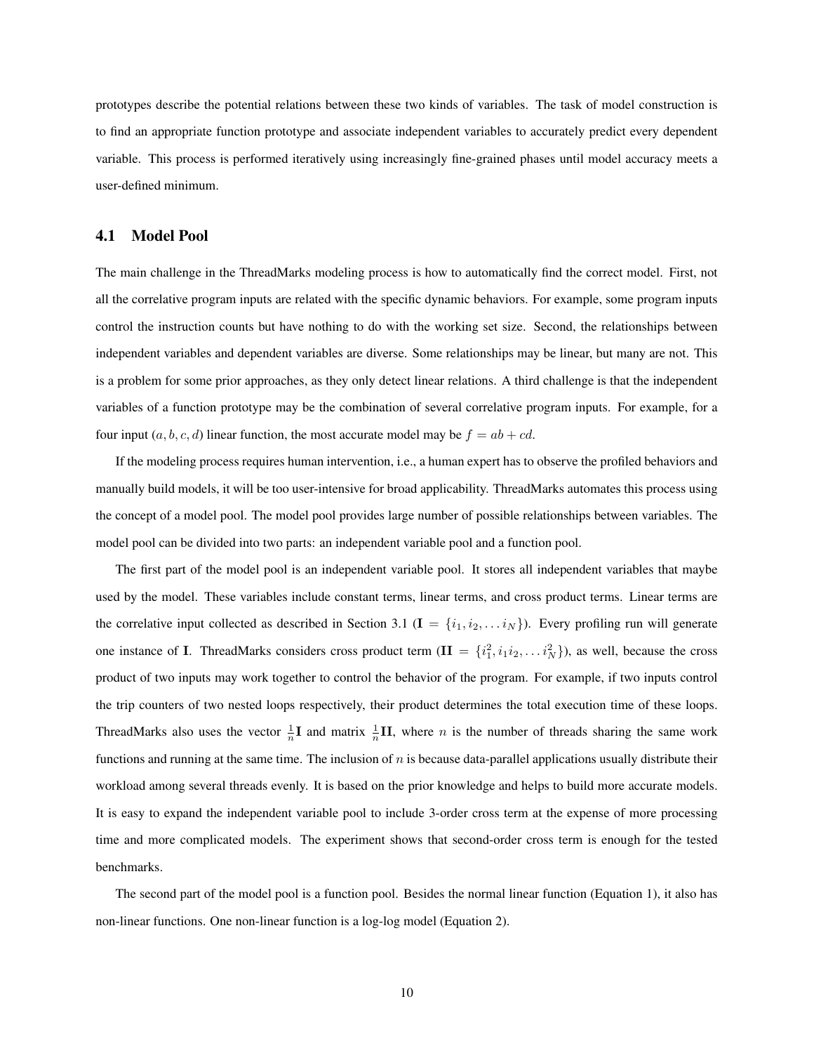prototypes describe the potential relations between these two kinds of variables. The task of model construction is to find an appropriate function prototype and associate independent variables to accurately predict every dependent variable. This process is performed iteratively using increasingly fine-grained phases until model accuracy meets a user-defined minimum.

## 4.1 Model Pool

The main challenge in the ThreadMarks modeling process is how to automatically find the correct model. First, not all the correlative program inputs are related with the specific dynamic behaviors. For example, some program inputs control the instruction counts but have nothing to do with the working set size. Second, the relationships between independent variables and dependent variables are diverse. Some relationships may be linear, but many are not. This is a problem for some prior approaches, as they only detect linear relations. A third challenge is that the independent variables of a function prototype may be the combination of several correlative program inputs. For example, for a four input $(a, b, c, d)$ linear function, the most accurate model may be $f = ab + cd$.

If the modeling process requires human intervention, i.e., a human expert has to observe the profiled behaviors and manually build models, it will be too user-intensive for broad applicability. ThreadMarks automates this process using the concept of a model pool. The model pool provides large number of possible relationships between variables. The model pool can be divided into two parts: an independent variable pool and a function pool.

The first part of the model pool is an independent variable pool. It stores all independent variables that maybe used by the model. These variables include constant terms, linear terms, and cross product terms. Linear terms are the correlative input collected as described in Section 3.1 ($\mathbf{I} = \{i_1, i_2, \ldots i_N\}$). Every profiling run will generate one instance of $\mathbf{I}$. ThreadMarks considers cross product term ($\mathbf{II} = \{i_1^2, i_1 i_2, \ldots i_N^2\}$), as well, because the cross product of two inputs may work together to control the behavior of the program. For example, if two inputs control the trip counters of two nested loops respectively, their product determines the total execution time of these loops. ThreadMarks also uses the vector $\frac{1}{n}\mathbf{I}$ and matrix $\frac{1}{n}\mathbf{II}$, where $n$ is the number of threads sharing the same work functions and running at the same time. The inclusion of $n$ is because data-parallel applications usually distribute their workload among several threads evenly. It is based on the prior knowledge and helps to build more accurate models. It is easy to expand the independent variable pool to include 3-order cross term at the expense of more processing time and more complicated models. The experiment shows that second-order cross term is enough for the tested benchmarks.

The second part of the model pool is a function pool. Besides the normal linear function (Equation 1), it also has non-linear functions. One non-linear function is a log-log model (Equation 2).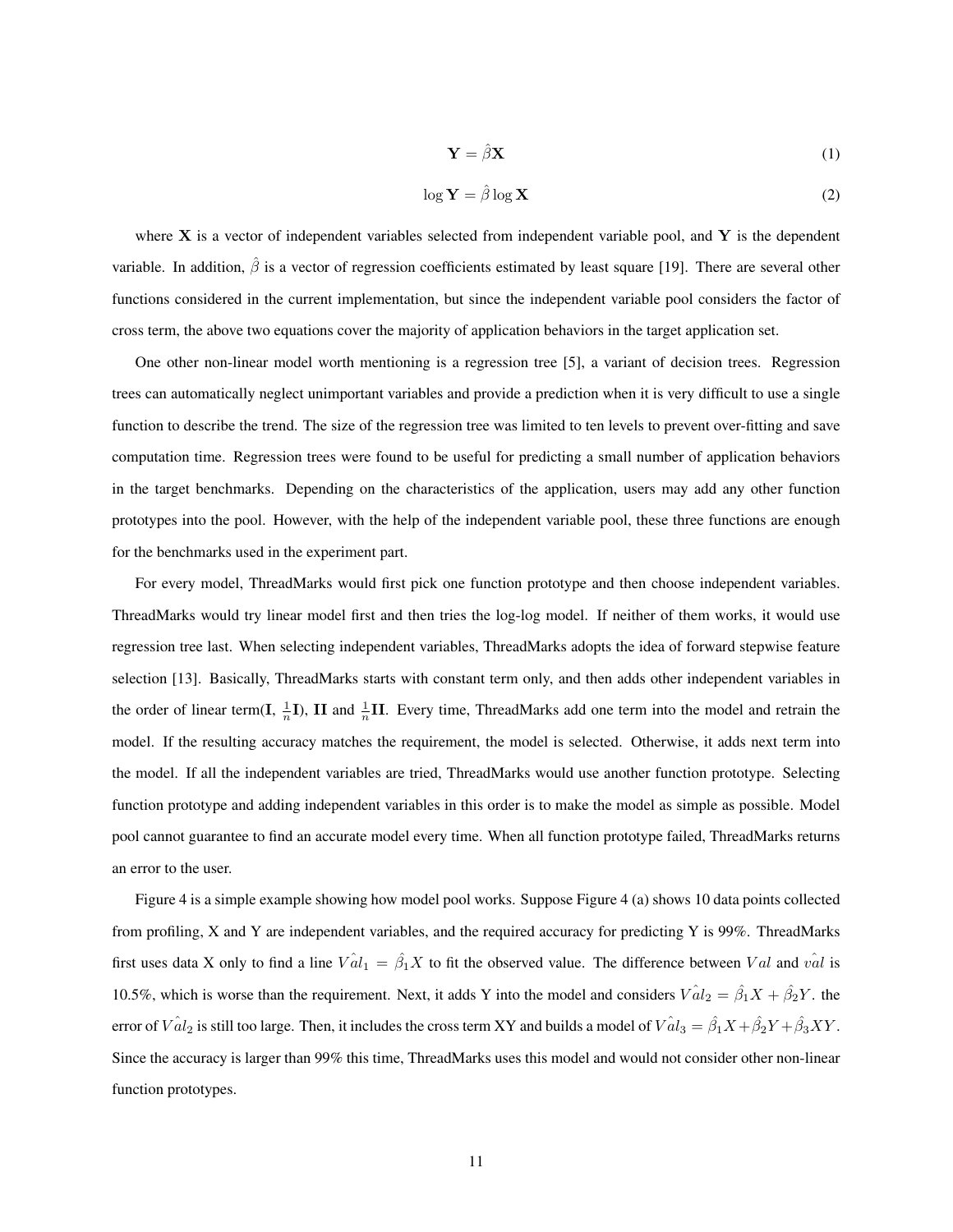$$\mathbf{Y} = \hat{\beta}\mathbf{X} \tag{1}$$

$$\log \mathbf{Y} = \hat{\beta} \log \mathbf{X} \tag{2}$$

where $\mathbf{X}$ is a vector of independent variables selected from independent variable pool, and $\mathbf{Y}$ is the dependent variable. In addition, $\hat{\beta}$ is a vector of regression coefficients estimated by least square [19]. There are several other functions considered in the current implementation, but since the independent variable pool considers the factor of cross term, the above two equations cover the majority of application behaviors in the target application set.

One other non-linear model worth mentioning is a regression tree [5], a variant of decision trees. Regression trees can automatically neglect unimportant variables and provide a prediction when it is very difficult to use a single function to describe the trend. The size of the regression tree was limited to ten levels to prevent over-fitting and save computation time. Regression trees were found to be useful for predicting a small number of application behaviors in the target benchmarks. Depending on the characteristics of the application, users may add any other function prototypes into the pool. However, with the help of the independent variable pool, these three functions are enough for the benchmarks used in the experiment part.

For every model, ThreadMarks would first pick one function prototype and then choose independent variables. ThreadMarks would try linear model first and then tries the log-log model. If neither of them works, it would use regression tree last. When selecting independent variables, ThreadMarks adopts the idea of forward stepwise feature selection [13]. Basically, ThreadMarks starts with constant term only, and then adds other independent variables in the order of linear term($\mathbf{I}$, $\frac{1}{n}\mathbf{I}$), $\mathbf{II}$ and $\frac{1}{n}\mathbf{II}$. Every time, ThreadMarks add one term into the model and retrain the model. If the resulting accuracy matches the requirement, the model is selected. Otherwise, it adds next term into the model. If all the independent variables are tried, ThreadMarks would use another function prototype. Selecting function prototype and adding independent variables in this order is to make the model as simple as possible. Model pool cannot guarantee to find an accurate model every time. When all function prototype failed, ThreadMarks returns an error to the user.

Figure 4 is a simple example showing how model pool works. Suppose Figure 4 (a) shows 10 data points collected from profiling, X and Y are independent variables, and the required accuracy for predicting Y is 99%. ThreadMarks first uses data X only to find a line $\hat{Val_1} = \hat{\beta_1}X$ to fit the observed value. The difference between $Val$ and $\hat{val}$ is 10.5%, which is worse than the requirement. Next, it adds Y into the model and considers $\hat{Val_2} = \hat{\beta_1}X + \hat{\beta_2}Y$. the error of $\hat{Val_2}$ is still too large. Then, it includes the cross term XY and builds a model of $\hat{Val_3} = \hat{\beta_1}X + \hat{\beta_2}Y + \hat{\beta_3}XY$. Since the accuracy is larger than 99% this time, ThreadMarks uses this model and would not consider other non-linear function prototypes.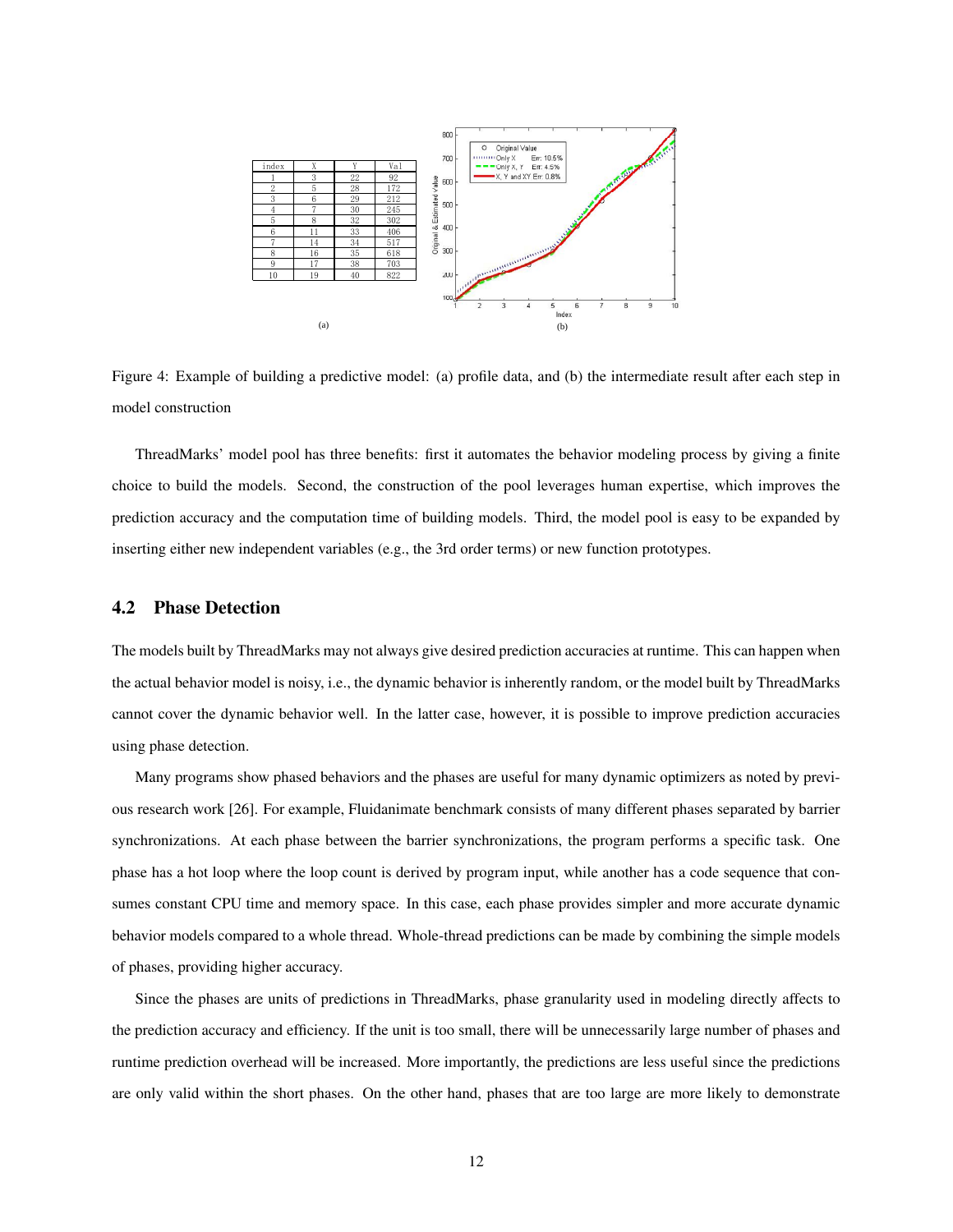| index | X | Y | Val |
|---|---|---|---|
| 1 | 3 | 22 | 92 |
| 2 | 5 | 28 | 172 |
| 3 | 6 | 29 | 212 |
| 4 | 7 | 30 | 245 |
| 5 | 8 | 32 | 302 |
| 6 | 11 | 33 | 406 |
| 7 | 14 | 34 | 517 |
| 8 | 16 | 35 | 618 |
| 9 | 17 | 38 | 703 |
| 10 | 19 | 40 | 822 |

(a)

Original Value
Only X Err: 10.5%
Only X, Y Err: 4.5%
X, Y and XY Err: 0.8%
Original & Estimated Value
Index

(b)

Figure 4: Example of building a predictive model: (a) profile data, and (b) the intermediate result after each step in model construction

ThreadMarks' model pool has three benefits: first it automates the behavior modeling process by giving a finite choice to build the models. Second, the construction of the pool leverages human expertise, which improves the prediction accuracy and the computation time of building models. Third, the model pool is easy to be expanded by inserting either new independent variables (e.g., the 3rd order terms) or new function prototypes.

## 4.2 Phase Detection

The models built by ThreadMarks may not always give desired prediction accuracies at runtime. This can happen when the actual behavior model is noisy, i.e., the dynamic behavior is inherently random, or the model built by ThreadMarks cannot cover the dynamic behavior well. In the latter case, however, it is possible to improve prediction accuracies using phase detection.

Many programs show phased behaviors and the phases are useful for many dynamic optimizers as noted by previous research work [26]. For example, Fluidanimate benchmark consists of many different phases separated by barrier synchronizations. At each phase between the barrier synchronizations, the program performs a specific task. One phase has a hot loop where the loop count is derived by program input, while another has a code sequence that consumes constant CPU time and memory space. In this case, each phase provides simpler and more accurate dynamic behavior models compared to a whole thread. Whole-thread predictions can be made by combining the simple models of phases, providing higher accuracy.

Since the phases are units of predictions in ThreadMarks, phase granularity used in modeling directly affects to the prediction accuracy and efficiency. If the unit is too small, there will be unnecessarily large number of phases and runtime prediction overhead will be increased. More importantly, the predictions are less useful since the predictions are only valid within the short phases. On the other hand, phases that are too large are more likely to demonstrate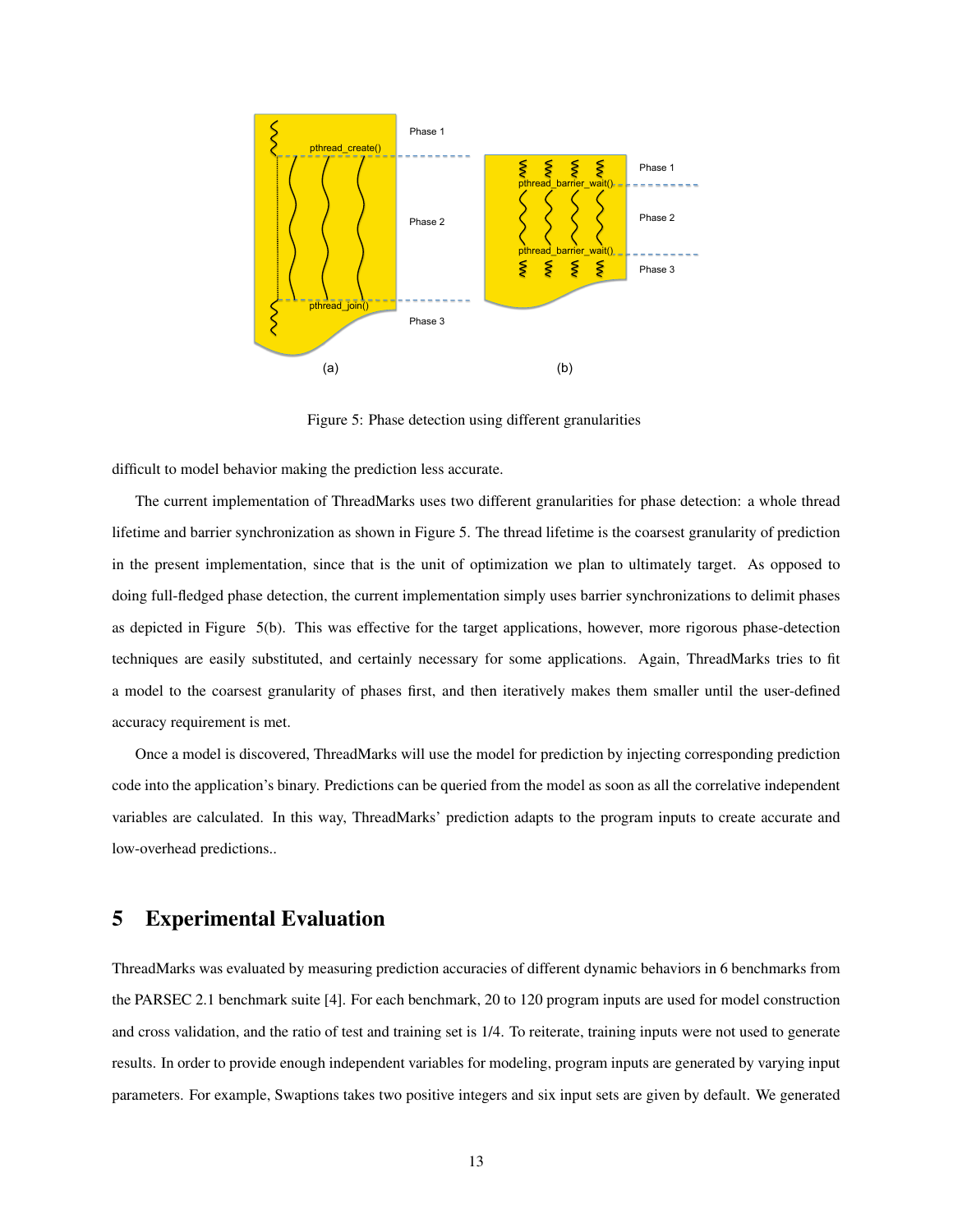Phase 1

pthread_create()

Phase 2

pthread_join()

Phase 3

(a)

Phase 1

pthread_barrier_wait()

Phase 2

pthread_barrier_wait()

Phase 3

(b)

Figure 5: Phase detection using different granularities

difficult to model behavior making the prediction less accurate.

The current implementation of ThreadMarks uses two different granularities for phase detection: a whole thread lifetime and barrier synchronization as shown in Figure 5. The thread lifetime is the coarsest granularity of prediction in the present implementation, since that is the unit of optimization we plan to ultimately target. As opposed to doing full-fledged phase detection, the current implementation simply uses barrier synchronizations to delimit phases as depicted in Figure 5(b). This was effective for the target applications, however, more rigorous phase-detection techniques are easily substituted, and certainly necessary for some applications. Again, ThreadMarks tries to fit a model to the coarsest granularity of phases first, and then iteratively makes them smaller until the user-defined accuracy requirement is met.

Once a model is discovered, ThreadMarks will use the model for prediction by injecting corresponding prediction code into the application's binary. Predictions can be queried from the model as soon as all the correlative independent variables are calculated. In this way, ThreadMarks' prediction adapts to the program inputs to create accurate and low-overhead predictions..

# 5 Experimental Evaluation

ThreadMarks was evaluated by measuring prediction accuracies of different dynamic behaviors in 6 benchmarks from the PARSEC 2.1 benchmark suite [4]. For each benchmark, 20 to 120 program inputs are used for model construction and cross validation, and the ratio of test and training set is 1/4. To reiterate, training inputs were not used to generate results. In order to provide enough independent variables for modeling, program inputs are generated by varying input parameters. For example, Swaptions takes two positive integers and six input sets are given by default. We generated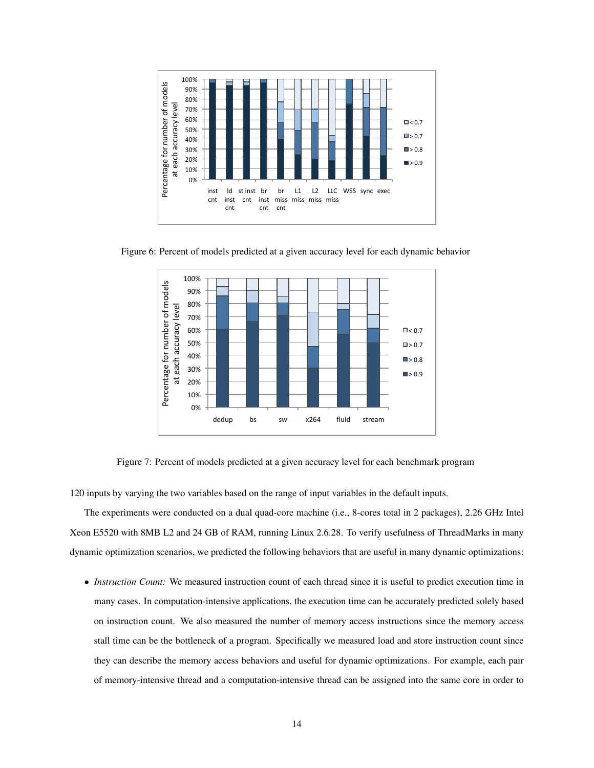Percentage for number of models at each accuracy level

100%
90%
80%
70%
60%
50%
40%
30%
20%
10%
0%

inst cnt
ld inst cnt
st inst cnt
br inst cnt
br miss cnt
L1 miss
L2 miss
LLC miss
WSS
sync
exec

< 0.7
> 0.7
> 0.8
> 0.9

Figure 6: Percent of models predicted at a given accuracy level for each dynamic behavior

Percentage for number of models at each accuracy level

100%
90%
80%
70%
60%
50%
40%
30%
20%
10%
0%

dedup
bs
sw
x264
fluid
stream

< 0.7
> 0.7
> 0.8
> 0.9

Figure 7: Percent of models predicted at a given accuracy level for each benchmark program

120 inputs by varying the two variables based on the range of input variables in the default inputs.

The experiments were conducted on a dual quad-core machine (i.e., 8-cores total in 2 packages), 2.26 GHz Intel Xeon E5520 with 8MB L2 and 24 GB of RAM, running Linux 2.6.28. To verify usefulness of ThreadMarks in many dynamic optimization scenarios, we predicted the following behaviors that are useful in many dynamic optimizations:

- *Instruction Count:* We measured instruction count of each thread since it is useful to predict execution time in many cases. In computation-intensive applications, the execution time can be accurately predicted solely based on instruction count. We also measured the number of memory access instructions since the memory access stall time can be the bottleneck of a program. Specifically we measured load and store instruction count since they can describe the memory access behaviors and useful for dynamic optimizations. For example, each pair of memory-intensive thread and a computation-intensive thread can be assigned into the same core in order to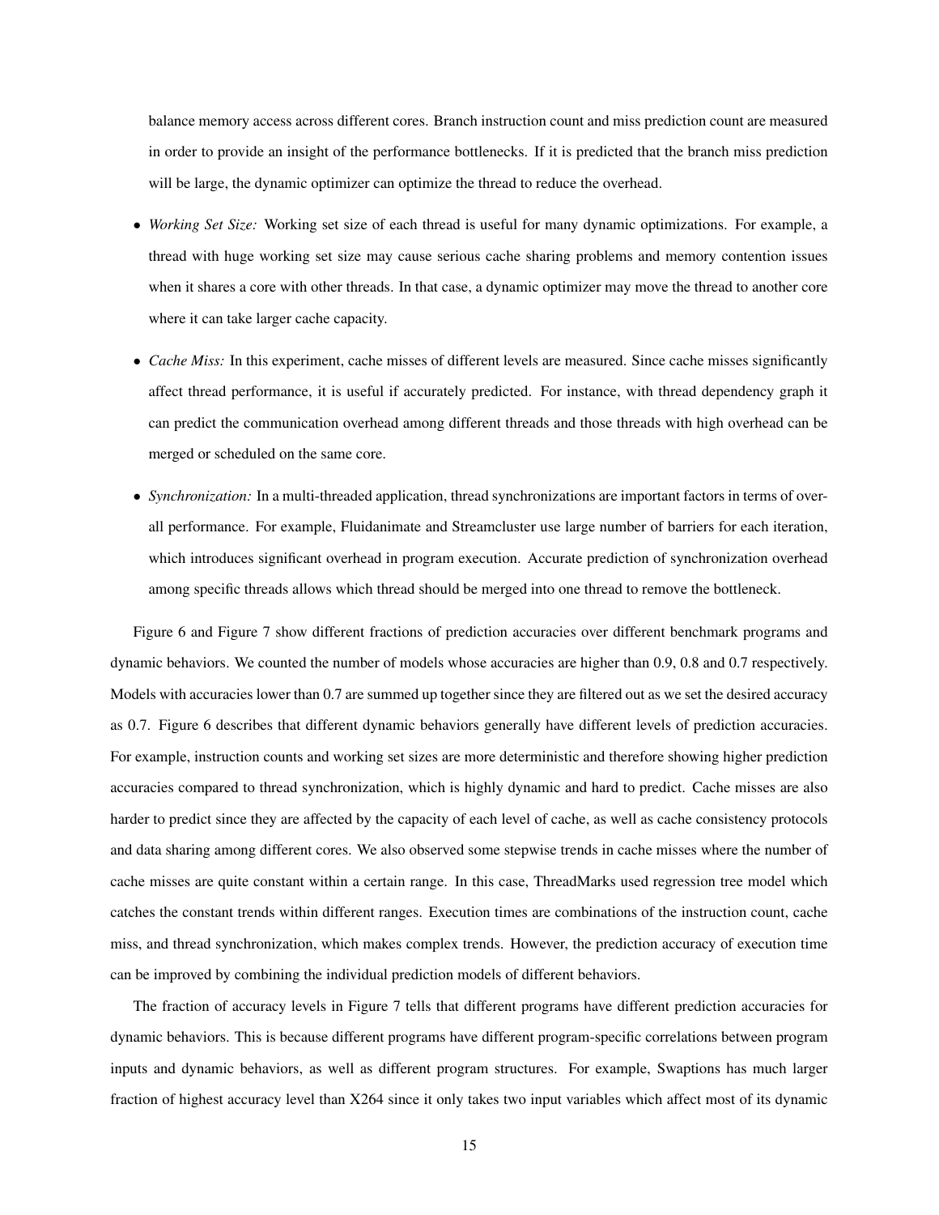balance memory access across different cores. Branch instruction count and miss prediction count are measured in order to provide an insight of the performance bottlenecks. If it is predicted that the branch miss prediction will be large, the dynamic optimizer can optimize the thread to reduce the overhead.

- *Working Set Size:* Working set size of each thread is useful for many dynamic optimizations. For example, a thread with huge working set size may cause serious cache sharing problems and memory contention issues when it shares a core with other threads. In that case, a dynamic optimizer may move the thread to another core where it can take larger cache capacity.
- *Cache Miss:* In this experiment, cache misses of different levels are measured. Since cache misses significantly affect thread performance, it is useful if accurately predicted. For instance, with thread dependency graph it can predict the communication overhead among different threads and those threads with high overhead can be merged or scheduled on the same core.
- *Synchronization:* In a multi-threaded application, thread synchronizations are important factors in terms of overall performance. For example, Fluidanimate and Streamcluster use large number of barriers for each iteration, which introduces significant overhead in program execution. Accurate prediction of synchronization overhead among specific threads allows which thread should be merged into one thread to remove the bottleneck.

Figure 6 and Figure 7 show different fractions of prediction accuracies over different benchmark programs and dynamic behaviors. We counted the number of models whose accuracies are higher than 0.9, 0.8 and 0.7 respectively. Models with accuracies lower than 0.7 are summed up together since they are filtered out as we set the desired accuracy as 0.7. Figure 6 describes that different dynamic behaviors generally have different levels of prediction accuracies. For example, instruction counts and working set sizes are more deterministic and therefore showing higher prediction accuracies compared to thread synchronization, which is highly dynamic and hard to predict. Cache misses are also harder to predict since they are affected by the capacity of each level of cache, as well as cache consistency protocols and data sharing among different cores. We also observed some stepwise trends in cache misses where the number of cache misses are quite constant within a certain range. In this case, ThreadMarks used regression tree model which catches the constant trends within different ranges. Execution times are combinations of the instruction count, cache miss, and thread synchronization, which makes complex trends. However, the prediction accuracy of execution time can be improved by combining the individual prediction models of different behaviors.

The fraction of accuracy levels in Figure 7 tells that different programs have different prediction accuracies for dynamic behaviors. This is because different programs have different program-specific correlations between program inputs and dynamic behaviors, as well as different program structures. For example, Swaptions has much larger fraction of highest accuracy level than X264 since it only takes two input variables which affect most of its dynamic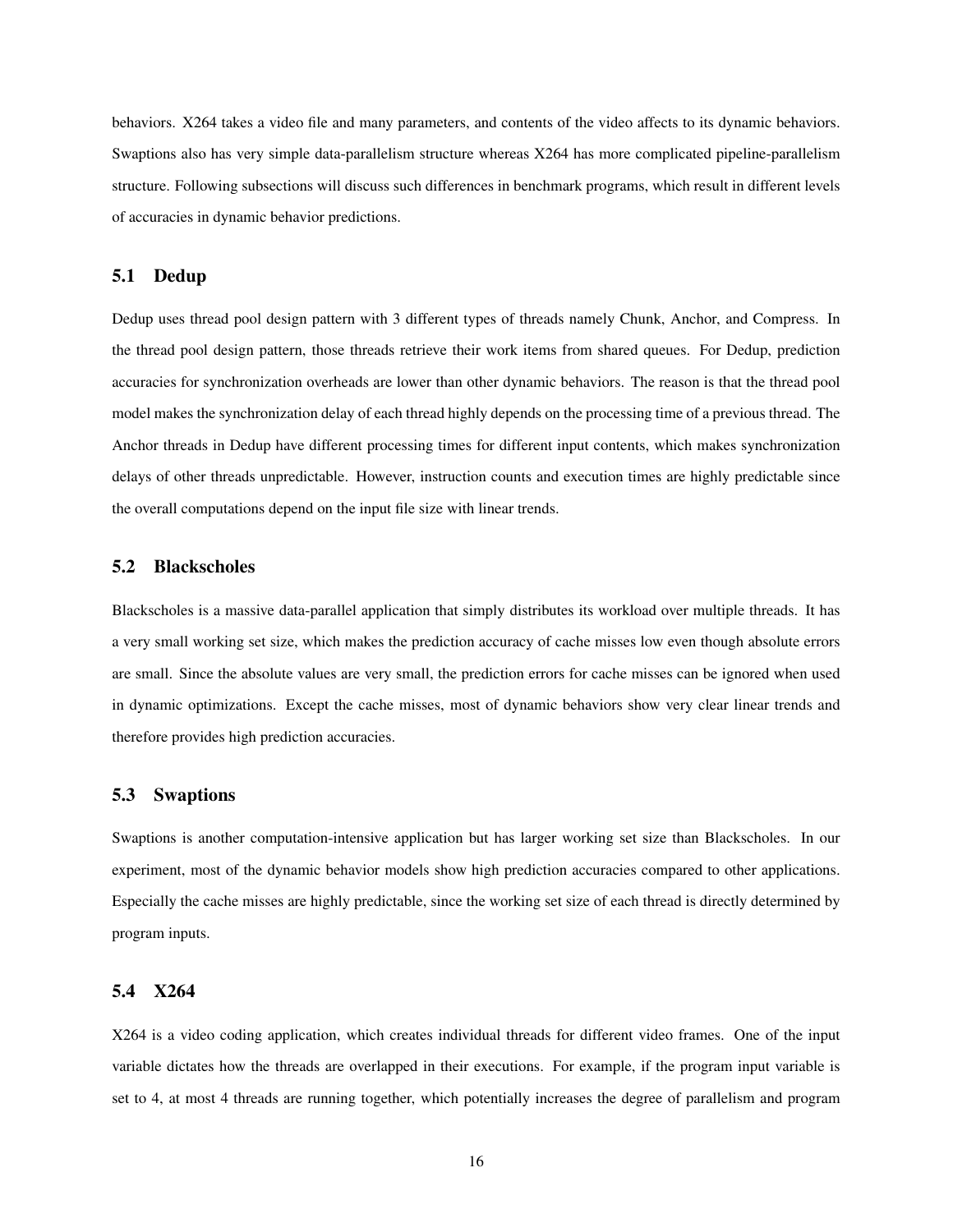behaviors. X264 takes a video file and many parameters, and contents of the video affects to its dynamic behaviors. Swaptions also has very simple data-parallelism structure whereas X264 has more complicated pipeline-parallelism structure. Following subsections will discuss such differences in benchmark programs, which result in different levels of accuracies in dynamic behavior predictions.

## 5.1 Dedup

Dedup uses thread pool design pattern with 3 different types of threads namely Chunk, Anchor, and Compress. In the thread pool design pattern, those threads retrieve their work items from shared queues. For Dedup, prediction accuracies for synchronization overheads are lower than other dynamic behaviors. The reason is that the thread pool model makes the synchronization delay of each thread highly depends on the processing time of a previous thread. The Anchor threads in Dedup have different processing times for different input contents, which makes synchronization delays of other threads unpredictable. However, instruction counts and execution times are highly predictable since the overall computations depend on the input file size with linear trends.

## 5.2 Blackscholes

Blackscholes is a massive data-parallel application that simply distributes its workload over multiple threads. It has a very small working set size, which makes the prediction accuracy of cache misses low even though absolute errors are small. Since the absolute values are very small, the prediction errors for cache misses can be ignored when used in dynamic optimizations. Except the cache misses, most of dynamic behaviors show very clear linear trends and therefore provides high prediction accuracies.

## 5.3 Swaptions

Swaptions is another computation-intensive application but has larger working set size than Blackscholes. In our experiment, most of the dynamic behavior models show high prediction accuracies compared to other applications. Especially the cache misses are highly predictable, since the working set size of each thread is directly determined by program inputs.

## 5.4 X264

X264 is a video coding application, which creates individual threads for different video frames. One of the input variable dictates how the threads are overlapped in their executions. For example, if the program input variable is set to 4, at most 4 threads are running together, which potentially increases the degree of parallelism and program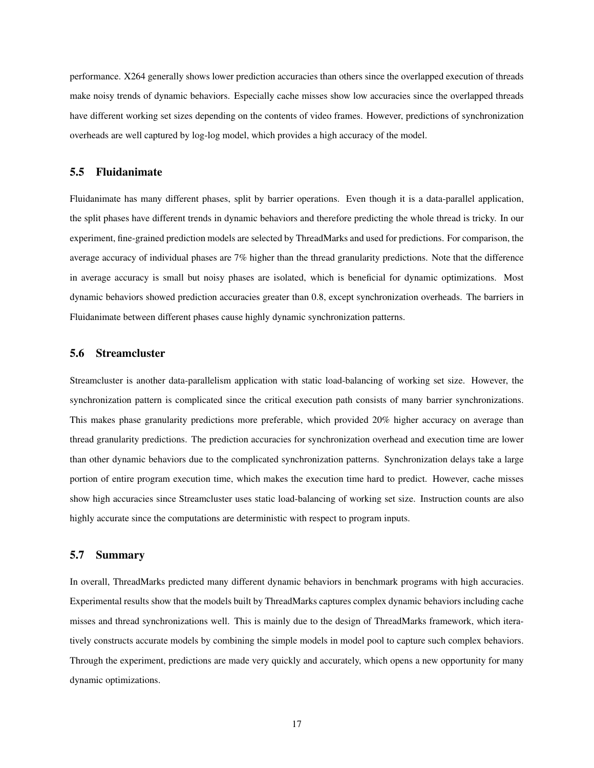performance. X264 generally shows lower prediction accuracies than others since the overlapped execution of threads make noisy trends of dynamic behaviors. Especially cache misses show low accuracies since the overlapped threads have different working set sizes depending on the contents of video frames. However, predictions of synchronization overheads are well captured by log-log model, which provides a high accuracy of the model.

## 5.5 Fluidanimate

Fluidanimate has many different phases, split by barrier operations. Even though it is a data-parallel application, the split phases have different trends in dynamic behaviors and therefore predicting the whole thread is tricky. In our experiment, fine-grained prediction models are selected by ThreadMarks and used for predictions. For comparison, the average accuracy of individual phases are 7% higher than the thread granularity predictions. Note that the difference in average accuracy is small but noisy phases are isolated, which is beneficial for dynamic optimizations. Most dynamic behaviors showed prediction accuracies greater than 0.8, except synchronization overheads. The barriers in Fluidanimate between different phases cause highly dynamic synchronization patterns.

## 5.6 Streamcluster

Streamcluster is another data-parallelism application with static load-balancing of working set size. However, the synchronization pattern is complicated since the critical execution path consists of many barrier synchronizations. This makes phase granularity predictions more preferable, which provided 20% higher accuracy on average than thread granularity predictions. The prediction accuracies for synchronization overhead and execution time are lower than other dynamic behaviors due to the complicated synchronization patterns. Synchronization delays take a large portion of entire program execution time, which makes the execution time hard to predict. However, cache misses show high accuracies since Streamcluster uses static load-balancing of working set size. Instruction counts are also highly accurate since the computations are deterministic with respect to program inputs.

## 5.7 Summary

In overall, ThreadMarks predicted many different dynamic behaviors in benchmark programs with high accuracies. Experimental results show that the models built by ThreadMarks captures complex dynamic behaviors including cache misses and thread synchronizations well. This is mainly due to the design of ThreadMarks framework, which iteratively constructs accurate models by combining the simple models in model pool to capture such complex behaviors. Through the experiment, predictions are made very quickly and accurately, which opens a new opportunity for many dynamic optimizations.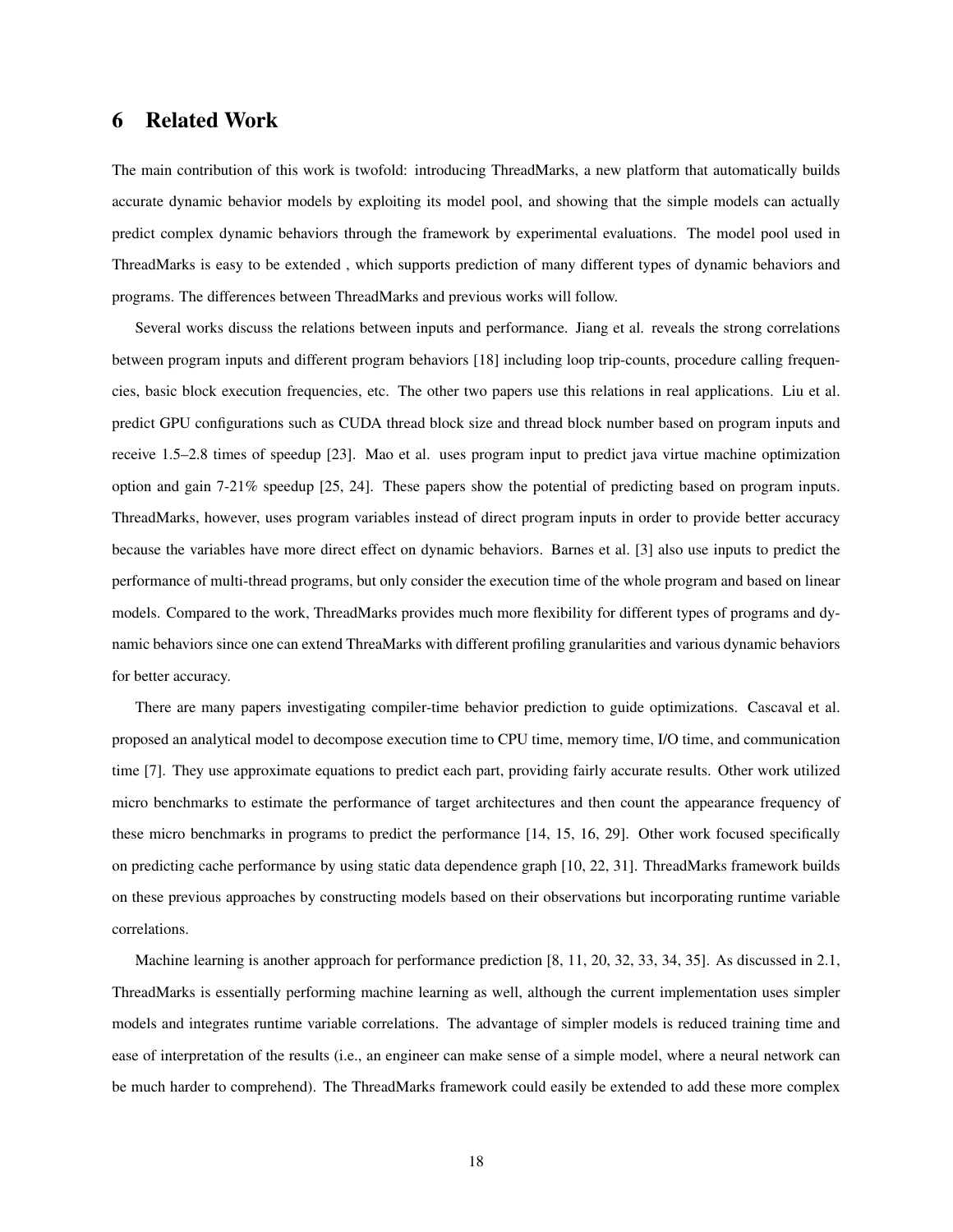# 6 Related Work

The main contribution of this work is twofold: introducing ThreadMarks, a new platform that automatically builds accurate dynamic behavior models by exploiting its model pool, and showing that the simple models can actually predict complex dynamic behaviors through the framework by experimental evaluations. The model pool used in ThreadMarks is easy to be extended , which supports prediction of many different types of dynamic behaviors and programs. The differences between ThreadMarks and previous works will follow.

Several works discuss the relations between inputs and performance. Jiang et al. reveals the strong correlations between program inputs and different program behaviors [18] including loop trip-counts, procedure calling frequencies, basic block execution frequencies, etc. The other two papers use this relations in real applications. Liu et al. predict GPU configurations such as CUDA thread block size and thread block number based on program inputs and receive 1.5–2.8 times of speedup [23]. Mao et al. uses program input to predict java virtue machine optimization option and gain 7-21% speedup [25, 24]. These papers show the potential of predicting based on program inputs. ThreadMarks, however, uses program variables instead of direct program inputs in order to provide better accuracy because the variables have more direct effect on dynamic behaviors. Barnes et al. [3] also use inputs to predict the performance of multi-thread programs, but only consider the execution time of the whole program and based on linear models. Compared to the work, ThreadMarks provides much more flexibility for different types of programs and dynamic behaviors since one can extend ThreaMarks with different profiling granularities and various dynamic behaviors for better accuracy.

There are many papers investigating compiler-time behavior prediction to guide optimizations. Cascaval et al. proposed an analytical model to decompose execution time to CPU time, memory time, I/O time, and communication time [7]. They use approximate equations to predict each part, providing fairly accurate results. Other work utilized micro benchmarks to estimate the performance of target architectures and then count the appearance frequency of these micro benchmarks in programs to predict the performance [14, 15, 16, 29]. Other work focused specifically on predicting cache performance by using static data dependence graph [10, 22, 31]. ThreadMarks framework builds on these previous approaches by constructing models based on their observations but incorporating runtime variable correlations.

Machine learning is another approach for performance prediction [8, 11, 20, 32, 33, 34, 35]. As discussed in 2.1, ThreadMarks is essentially performing machine learning as well, although the current implementation uses simpler models and integrates runtime variable correlations. The advantage of simpler models is reduced training time and ease of interpretation of the results (i.e., an engineer can make sense of a simple model, where a neural network can be much harder to comprehend). The ThreadMarks framework could easily be extended to add these more complex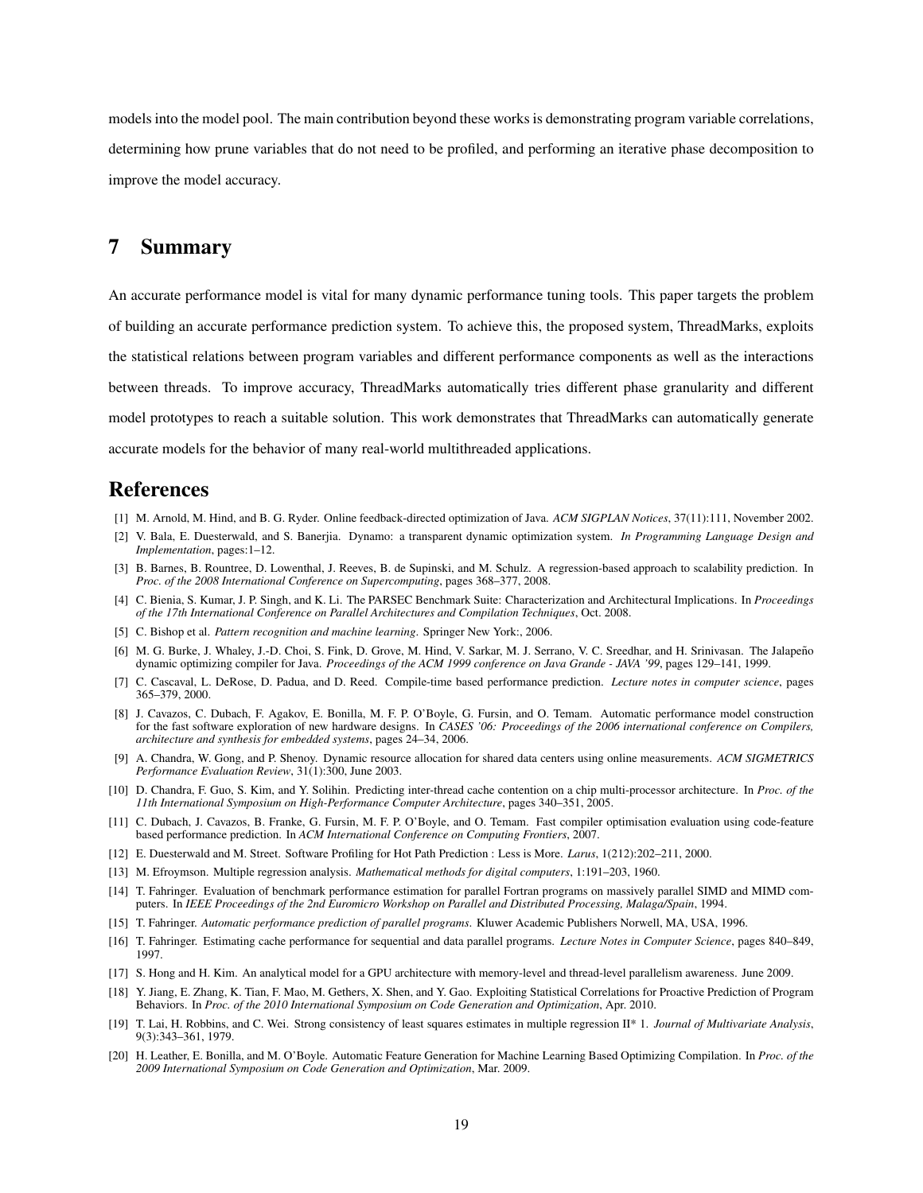models into the model pool. The main contribution beyond these works is demonstrating program variable correlations, determining how prune variables that do not need to be profiled, and performing an iterative phase decomposition to improve the model accuracy.

# 7 Summary

An accurate performance model is vital for many dynamic performance tuning tools. This paper targets the problem of building an accurate performance prediction system. To achieve this, the proposed system, ThreadMarks, exploits the statistical relations between program variables and different performance components as well as the interactions between threads. To improve accuracy, ThreadMarks automatically tries different phase granularity and different model prototypes to reach a suitable solution. This work demonstrates that ThreadMarks can automatically generate accurate models for the behavior of many real-world multithreaded applications.

# References

[1] M. Arnold, M. Hind, and B. G. Ryder. Online feedback-directed optimization of Java. *ACM SIGPLAN Notices*, 37(11):111, November 2002.

[2] V. Bala, E. Duesterwald, and S. Banerjia. Dynamo: a transparent dynamic optimization system. *In Programming Language Design and Implementation*, pages:1–12.

[3] B. Barnes, B. Rountree, D. Lowenthal, J. Reeves, B. de Supinski, and M. Schulz. A regression-based approach to scalability prediction. In *Proc. of the 2008 International Conference on Supercomputing*, pages 368–377, 2008.

[4] C. Bienia, S. Kumar, J. P. Singh, and K. Li. The PARSEC Benchmark Suite: Characterization and Architectural Implications. In *Proceedings of the 17th International Conference on Parallel Architectures and Compilation Techniques*, Oct. 2008.

[5] C. Bishop et al. *Pattern recognition and machine learning*. Springer New York:, 2006.

[6] M. G. Burke, J. Whaley, J.-D. Choi, S. Fink, D. Grove, M. Hind, V. Sarkar, M. J. Serrano, V. C. Sreedhar, and H. Srinivasan. The Jalapeño dynamic optimizing compiler for Java. *Proceedings of the ACM 1999 conference on Java Grande - JAVA '99*, pages 129–141, 1999.

[7] C. Cascaval, L. DeRose, D. Padua, and D. Reed. Compile-time based performance prediction. *Lecture notes in computer science*, pages 365–379, 2000.

[8] J. Cavazos, C. Dubach, F. Agakov, E. Bonilla, M. F. P. O'Boyle, G. Fursin, and O. Temam. Automatic performance model construction for the fast software exploration of new hardware designs. In *CASES '06: Proceedings of the 2006 international conference on Compilers, architecture and synthesis for embedded systems*, pages 24–34, 2006.

[9] A. Chandra, W. Gong, and P. Shenoy. Dynamic resource allocation for shared data centers using online measurements. *ACM SIGMETRICS Performance Evaluation Review*, 31(1):300, June 2003.

[10] D. Chandra, F. Guo, S. Kim, and Y. Solihin. Predicting inter-thread cache contention on a chip multi-processor architecture. In *Proc. of the 11th International Symposium on High-Performance Computer Architecture*, pages 340–351, 2005.

[11] C. Dubach, J. Cavazos, B. Franke, G. Fursin, M. F. P. O'Boyle, and O. Temam. Fast compiler optimisation evaluation using code-feature based performance prediction. In *ACM International Conference on Computing Frontiers*, 2007.

[12] E. Duesterwald and M. Street. Software Profiling for Hot Path Prediction : Less is More. *Larus*, 1(212):202–211, 2000.

[13] M. Efroymson. Multiple regression analysis. *Mathematical methods for digital computers*, 1:191–203, 1960.

[14] T. Fahringer. Evaluation of benchmark performance estimation for parallel Fortran programs on massively parallel SIMD and MIMD computers. In *IEEE Proceedings of the 2nd Euromicro Workshop on Parallel and Distributed Processing, Malaga/Spain*, 1994.

[15] T. Fahringer. *Automatic performance prediction of parallel programs*. Kluwer Academic Publishers Norwell, MA, USA, 1996.

[16] T. Fahringer. Estimating cache performance for sequential and data parallel programs. *Lecture Notes in Computer Science*, pages 840–849, 1997.

[17] S. Hong and H. Kim. An analytical model for a GPU architecture with memory-level and thread-level parallelism awareness. June 2009.

[18] Y. Jiang, E. Zhang, K. Tian, F. Mao, M. Gethers, X. Shen, and Y. Gao. Exploiting Statistical Correlations for Proactive Prediction of Program Behaviors. In *Proc. of the 2010 International Symposium on Code Generation and Optimization*, Apr. 2010.

[19] T. Lai, H. Robbins, and C. Wei. Strong consistency of least squares estimates in multiple regression II* 1. *Journal of Multivariate Analysis*, 9(3):343–361, 1979.

[20] H. Leather, E. Bonilla, and M. O'Boyle. Automatic Feature Generation for Machine Learning Based Optimizing Compilation. In *Proc. of the 2009 International Symposium on Code Generation and Optimization*, Mar. 2009.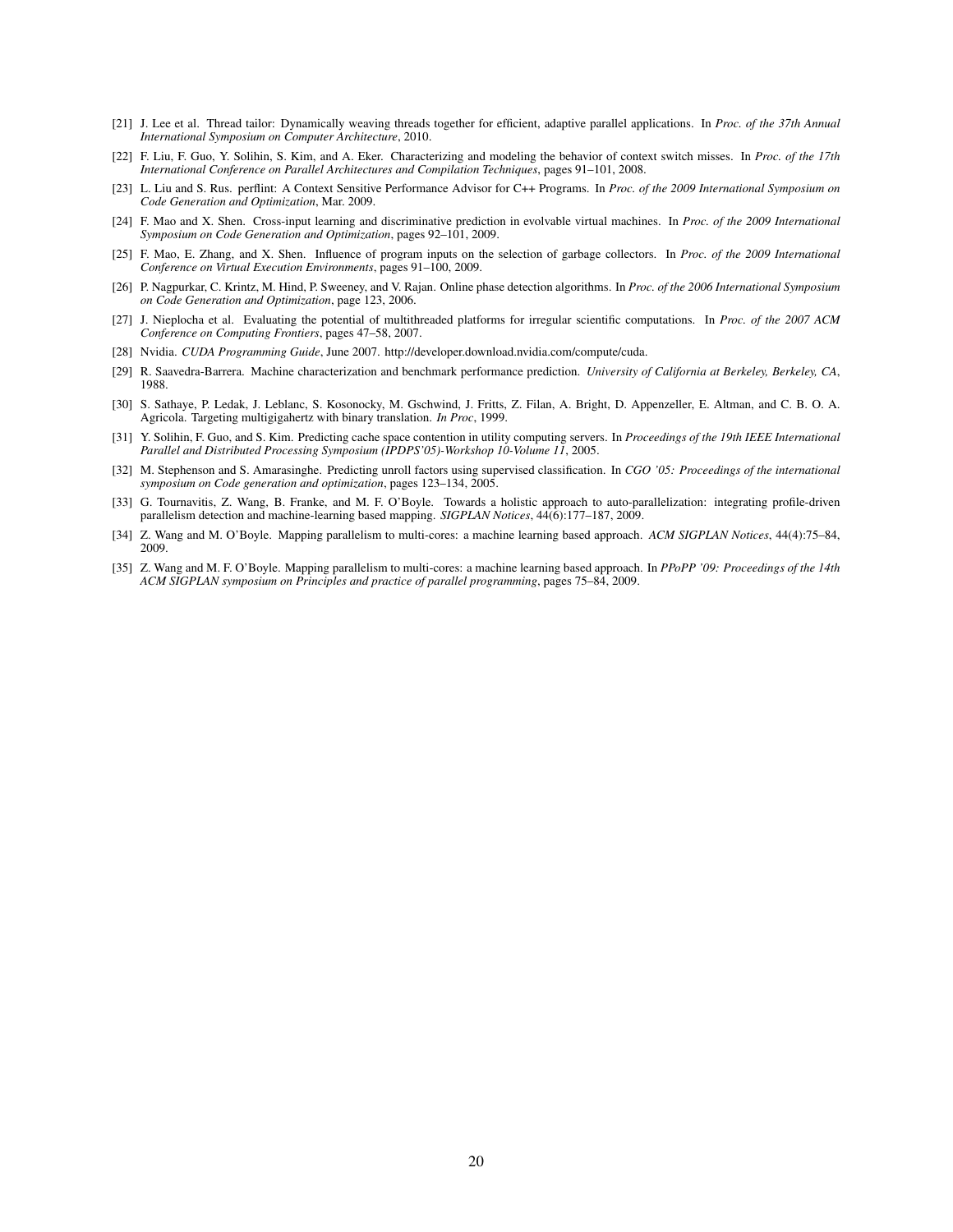[21] J. Lee et al. Thread tailor: Dynamically weaving threads together for efficient, adaptive parallel applications. In *Proc. of the 37th Annual International Symposium on Computer Architecture*, 2010.

[22] F. Liu, F. Guo, Y. Solihin, S. Kim, and A. Eker. Characterizing and modeling the behavior of context switch misses. In *Proc. of the 17th International Conference on Parallel Architectures and Compilation Techniques*, pages 91–101, 2008.

[23] L. Liu and S. Rus. perflint: A Context Sensitive Performance Advisor for C++ Programs. In *Proc. of the 2009 International Symposium on Code Generation and Optimization*, Mar. 2009.

[24] F. Mao and X. Shen. Cross-input learning and discriminative prediction in evolvable virtual machines. In *Proc. of the 2009 International Symposium on Code Generation and Optimization*, pages 92–101, 2009.

[25] F. Mao, E. Zhang, and X. Shen. Influence of program inputs on the selection of garbage collectors. In *Proc. of the 2009 International Conference on Virtual Execution Environments*, pages 91–100, 2009.

[26] P. Nagpurkar, C. Krintz, M. Hind, P. Sweeney, and V. Rajan. Online phase detection algorithms. In *Proc. of the 2006 International Symposium on Code Generation and Optimization*, page 123, 2006.

[27] J. Nieplocha et al. Evaluating the potential of multithreaded platforms for irregular scientific computations. In *Proc. of the 2007 ACM Conference on Computing Frontiers*, pages 47–58, 2007.

[28] Nvidia. *CUDA Programming Guide*, June 2007. http://developer.download.nvidia.com/compute/cuda.

[29] R. Saavedra-Barrera. Machine characterization and benchmark performance prediction. *University of California at Berkeley, Berkeley, CA*, 1988.

[30] S. Sathaye, P. Ledak, J. Leblanc, S. Kosonocky, M. Gschwind, J. Fritts, Z. Filan, A. Bright, D. Appenzeller, E. Altman, and C. B. O. A. Agricola. Targeting multigigahertz with binary translation. *In Proc*, 1999.

[31] Y. Solihin, F. Guo, and S. Kim. Predicting cache space contention in utility computing servers. In *Proceedings of the 19th IEEE International Parallel and Distributed Processing Symposium (IPDPS'05)-Workshop 10-Volume 11*, 2005.

[32] M. Stephenson and S. Amarasinghe. Predicting unroll factors using supervised classification. In *CGO '05: Proceedings of the international symposium on Code generation and optimization*, pages 123–134, 2005.

[33] G. Tournavitis, Z. Wang, B. Franke, and M. F. O'Boyle. Towards a holistic approach to auto-parallelization: integrating profile-driven parallelism detection and machine-learning based mapping. *SIGPLAN Notices*, 44(6):177–187, 2009.

[34] Z. Wang and M. O'Boyle. Mapping parallelism to multi-cores: a machine learning based approach. *ACM SIGPLAN Notices*, 44(4):75–84, 2009.

[35] Z. Wang and M. F. O'Boyle. Mapping parallelism to multi-cores: a machine learning based approach. In *PPoPP '09: Proceedings of the 14th ACM SIGPLAN symposium on Principles and practice of parallel programming*, pages 75–84, 2009.